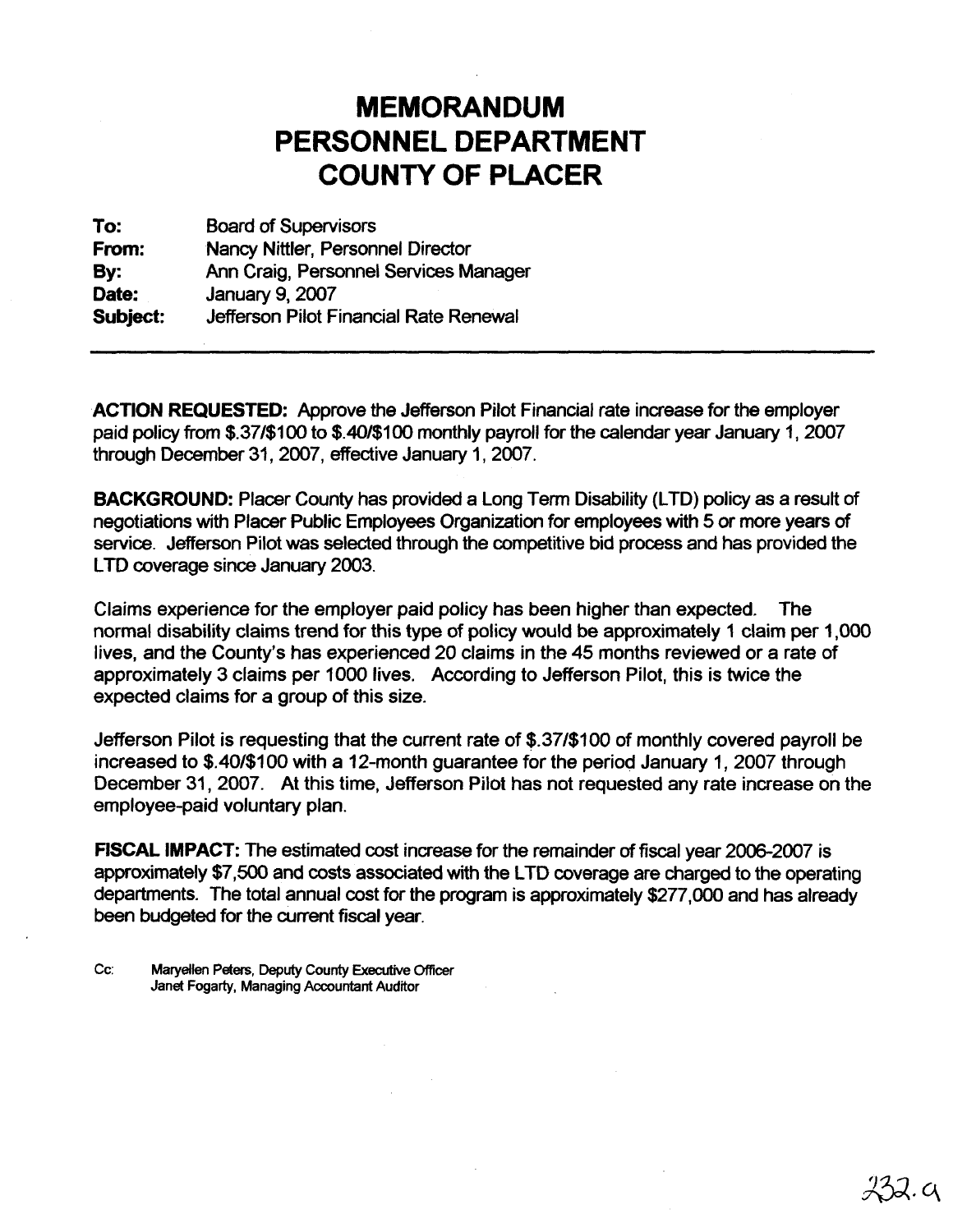# MEMORANDUM
# PERSONNEL DEPARTMENT
# COUNTY OF PLACER

**To:** Board of Supervisors
**From:** Nancy Nittler, Personnel Director
**By:** Ann Craig, Personnel Services Manager
**Date:** January 9, 2007
**Subject:** Jefferson Pilot Financial Rate Renewal

---

**ACTION REQUESTED:** Approve the Jefferson Pilot Financial rate increase for the employer paid policy from $.37/$100 to $.40/$100 monthly payroll for the calendar year January 1, 2007 through December 31, 2007, effective January 1, 2007.

**BACKGROUND:** Placer County has provided a Long Term Disability (LTD) policy as a result of negotiations with Placer Public Employees Organization for employees with 5 or more years of service. Jefferson Pilot was selected through the competitive bid process and has provided the LTD coverage since January 2003.

Claims experience for the employer paid policy has been higher than expected. The normal disability claims trend for this type of policy would be approximately 1 claim per 1,000 lives, and the County's has experienced 20 claims in the 45 months reviewed or a rate of approximately 3 claims per 1000 lives. According to Jefferson Pilot, this is twice the expected claims for a group of this size.

Jefferson Pilot is requesting that the current rate of $.37/$100 of monthly covered payroll be increased to $.40/$100 with a 12-month guarantee for the period January 1, 2007 through December 31, 2007. At this time, Jefferson Pilot has not requested any rate increase on the employee-paid voluntary plan.

**FISCAL IMPACT:** The estimated cost increase for the remainder of fiscal year 2006-2007 is approximately $7,500 and costs associated with the LTD coverage are charged to the operating departments. The total annual cost for the program is approximately $277,000 and has already been budgeted for the current fiscal year.

Cc: Maryellen Peters, Deputy County Executive Officer
Janet Fogarty, Managing Accountant Auditor

232.a